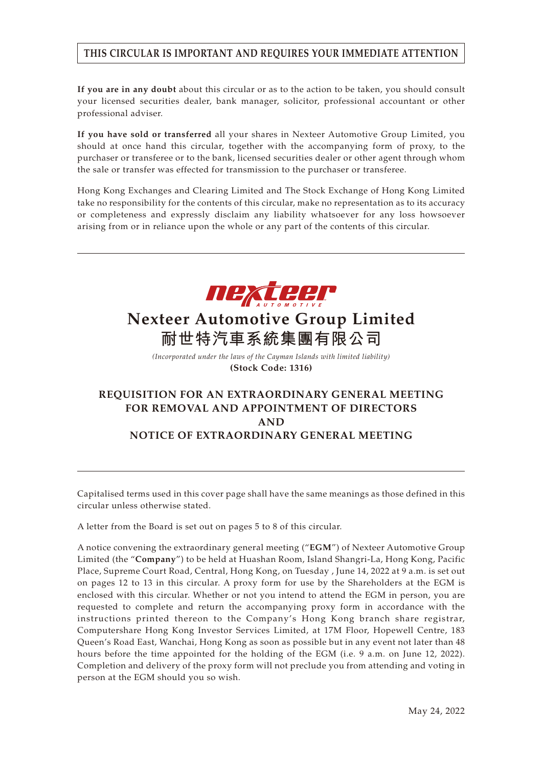**THIS CIRCULAR IS IMPORTANT AND REQUIRES YOUR IMMEDIATE ATTENTION**

**If you are in any doubt** about this circular or as to the action to be taken, you should consult your licensed securities dealer, bank manager, solicitor, professional accountant or other professional adviser.

**If you have sold or transferred** all your shares in Nexteer Automotive Group Limited, you should at once hand this circular, together with the accompanying form of proxy, to the purchaser or transferee or to the bank, licensed securities dealer or other agent through whom the sale or transfer was effected for transmission to the purchaser or transferee.

Hong Kong Exchanges and Clearing Limited and The Stock Exchange of Hong Kong Limited take no responsibility for the contents of this circular, make no representation as to its accuracy or completeness and expressly disclaim any liability whatsoever for any loss howsoever arising from or in reliance upon the whole or any part of the contents of this circular.

---

nexteer AUTOMOTIVE

# Nexteer Automotive Group Limited
# 耐世特汽車系統集團有限公司

*(Incorporated under the laws of the Cayman Islands with limited liability)*

**(Stock Code: 1316)**

## REQUISITION FOR AN EXTRAORDINARY GENERAL MEETING FOR REMOVAL AND APPOINTMENT OF DIRECTORS AND NOTICE OF EXTRAORDINARY GENERAL MEETING

---

Capitalised terms used in this cover page shall have the same meanings as those defined in this circular unless otherwise stated.

A letter from the Board is set out on pages 5 to 8 of this circular.

A notice convening the extraordinary general meeting ("**EGM**") of Nexteer Automotive Group Limited (the "**Company**") to be held at Huashan Room, Island Shangri-La, Hong Kong, Pacific Place, Supreme Court Road, Central, Hong Kong, on Tuesday , June 14, 2022 at 9 a.m. is set out on pages 12 to 13 in this circular. A proxy form for use by the Shareholders at the EGM is enclosed with this circular. Whether or not you intend to attend the EGM in person, you are requested to complete and return the accompanying proxy form in accordance with the instructions printed thereon to the Company's Hong Kong branch share registrar, Computershare Hong Kong Investor Services Limited, at 17M Floor, Hopewell Centre, 183 Queen's Road East, Wanchai, Hong Kong as soon as possible but in any event not later than 48 hours before the time appointed for the holding of the EGM (i.e. 9 a.m. on June 12, 2022). Completion and delivery of the proxy form will not preclude you from attending and voting in person at the EGM should you so wish.

May 24, 2022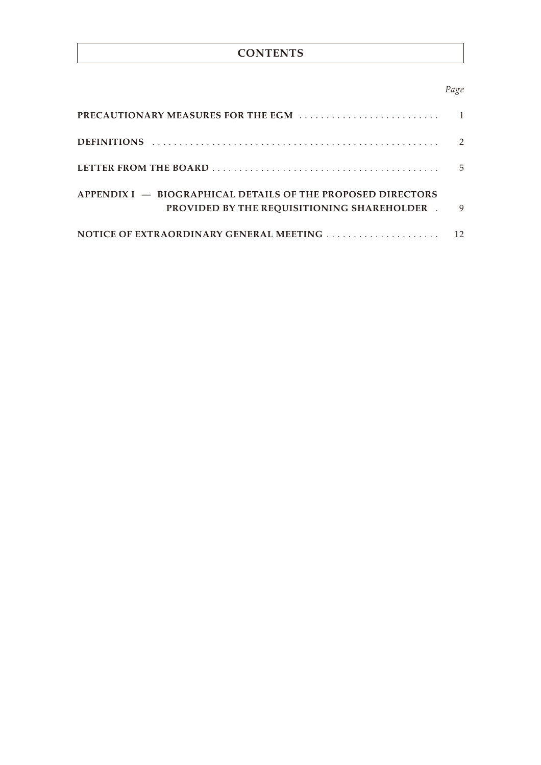# CONTENTS

| | *Page* |
|---|---|
| **PRECAUTIONARY MEASURES FOR THE EGM** | 1 |
| **DEFINITIONS** | 2 |
| **LETTER FROM THE BOARD** | 5 |
| **APPENDIX I — BIOGRAPHICAL DETAILS OF THE PROPOSED DIRECTORS PROVIDED BY THE REQUISITIONING SHAREHOLDER** | 9 |
| **NOTICE OF EXTRAORDINARY GENERAL MEETING** | 12 |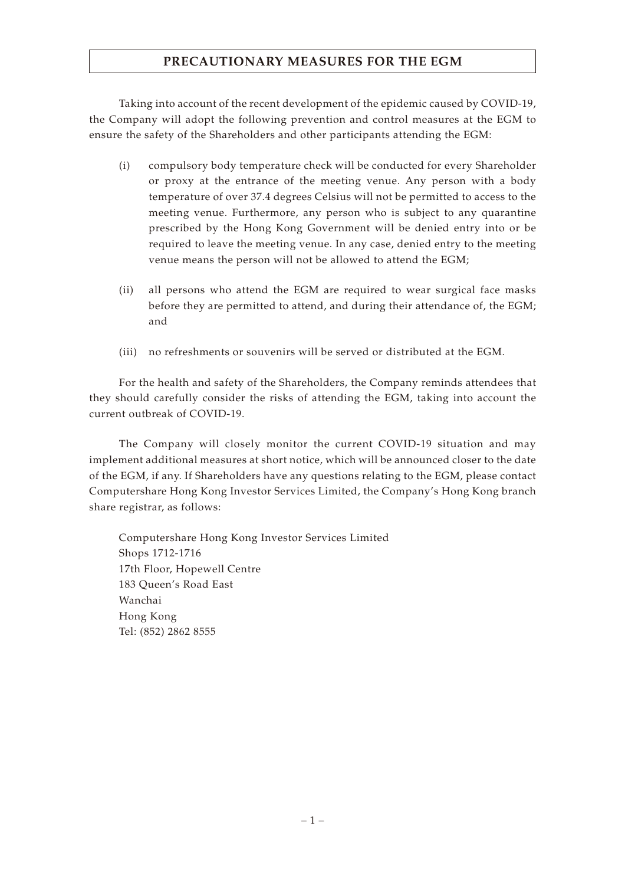# PRECAUTIONARY MEASURES FOR THE EGM

Taking into account of the recent development of the epidemic caused by COVID-19, the Company will adopt the following prevention and control measures at the EGM to ensure the safety of the Shareholders and other participants attending the EGM:

(i) compulsory body temperature check will be conducted for every Shareholder or proxy at the entrance of the meeting venue. Any person with a body temperature of over 37.4 degrees Celsius will not be permitted to access to the meeting venue. Furthermore, any person who is subject to any quarantine prescribed by the Hong Kong Government will be denied entry into or be required to leave the meeting venue. In any case, denied entry to the meeting venue means the person will not be allowed to attend the EGM;

(ii) all persons who attend the EGM are required to wear surgical face masks before they are permitted to attend, and during their attendance of, the EGM; and

(iii) no refreshments or souvenirs will be served or distributed at the EGM.

For the health and safety of the Shareholders, the Company reminds attendees that they should carefully consider the risks of attending the EGM, taking into account the current outbreak of COVID-19.

The Company will closely monitor the current COVID-19 situation and may implement additional measures at short notice, which will be announced closer to the date of the EGM, if any. If Shareholders have any questions relating to the EGM, please contact Computershare Hong Kong Investor Services Limited, the Company's Hong Kong branch share registrar, as follows:

Computershare Hong Kong Investor Services Limited
Shops 1712-1716
17th Floor, Hopewell Centre
183 Queen's Road East
Wanchai
Hong Kong
Tel: (852) 2862 8555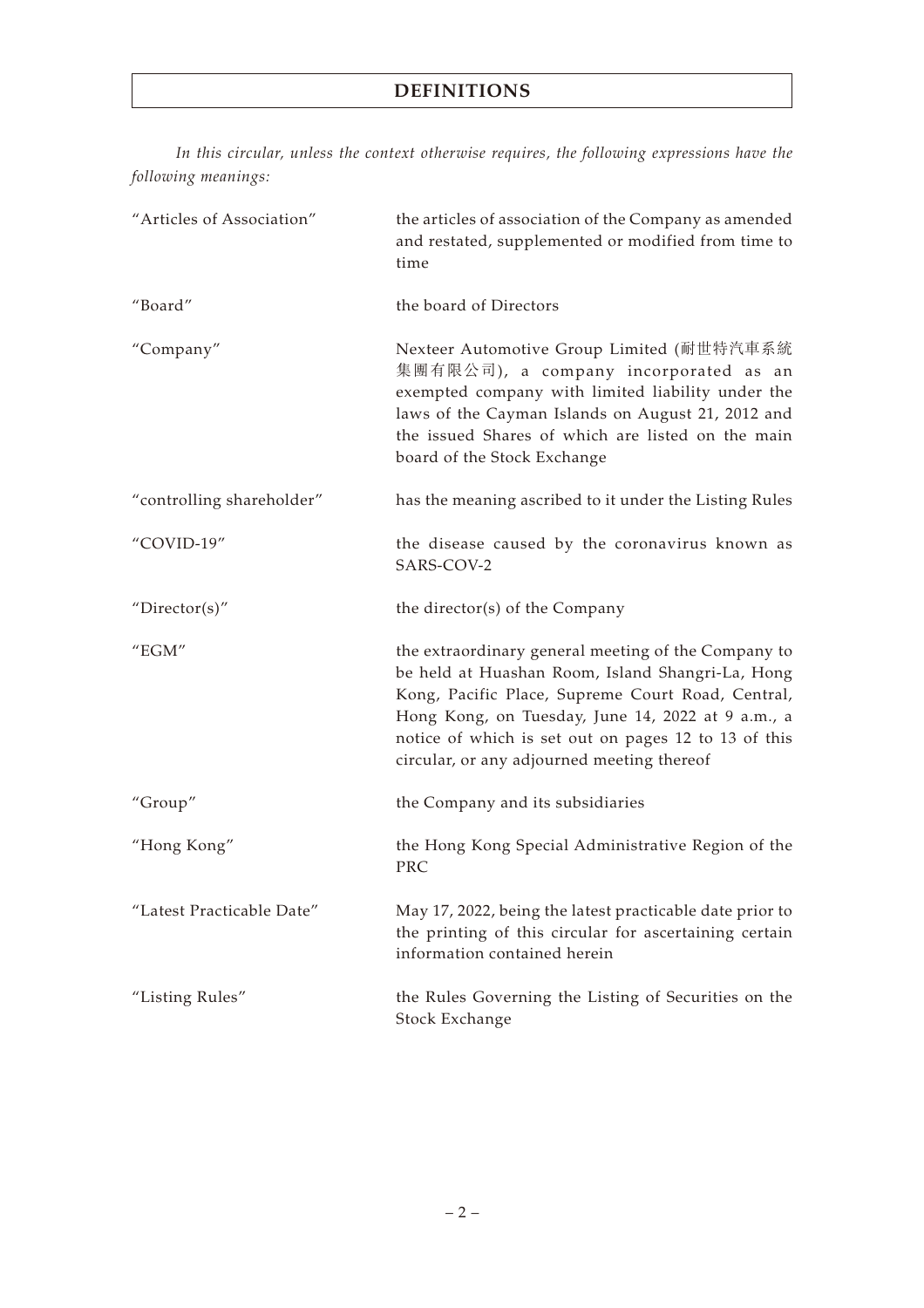# DEFINITIONS

*In this circular, unless the context otherwise requires, the following expressions have the following meanings:*

| | |
|---|---|
| "Articles of Association" | the articles of association of the Company as amended and restated, supplemented or modified from time to time |
| "Board" | the board of Directors |
| "Company" | Nexteer Automotive Group Limited (耐世特汽車系統集團有限公司), a company incorporated as an exempted company with limited liability under the laws of the Cayman Islands on August 21, 2012 and the issued Shares of which are listed on the main board of the Stock Exchange |
| "controlling shareholder" | has the meaning ascribed to it under the Listing Rules |
| "COVID-19" | the disease caused by the coronavirus known as SARS-COV-2 |
| "Director(s)" | the director(s) of the Company |
| "EGM" | the extraordinary general meeting of the Company to be held at Huashan Room, Island Shangri-La, Hong Kong, Pacific Place, Supreme Court Road, Central, Hong Kong, on Tuesday, June 14, 2022 at 9 a.m., a notice of which is set out on pages 12 to 13 of this circular, or any adjourned meeting thereof |
| "Group" | the Company and its subsidiaries |
| "Hong Kong" | the Hong Kong Special Administrative Region of the PRC |
| "Latest Practicable Date" | May 17, 2022, being the latest practicable date prior to the printing of this circular for ascertaining certain information contained herein |
| "Listing Rules" | the Rules Governing the Listing of Securities on the Stock Exchange |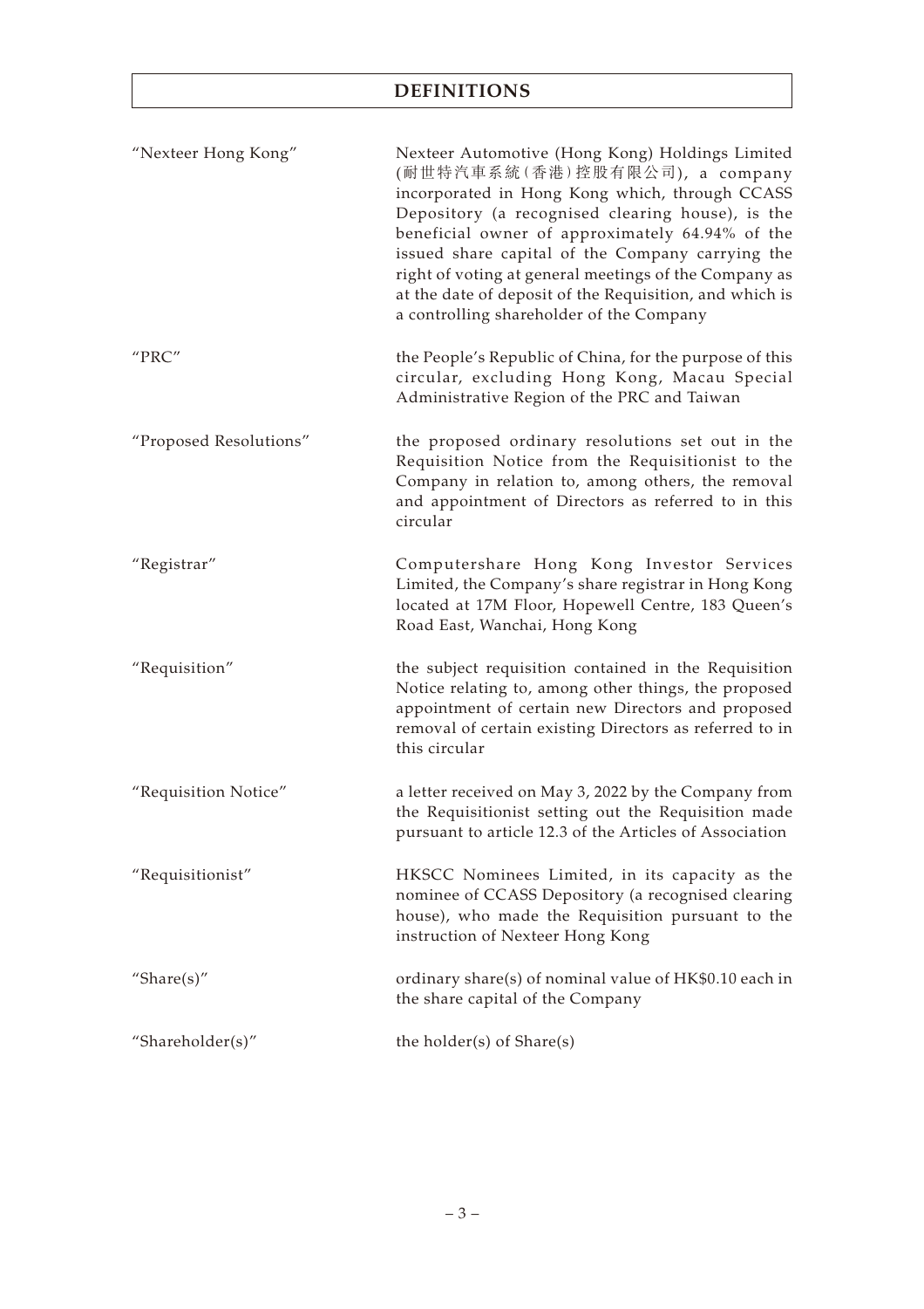# DEFINITIONS

| | |
|---|---|
| "Nexteer Hong Kong" | Nexteer Automotive (Hong Kong) Holdings Limited (耐世特汽車系統(香港)控股有限公司), a company incorporated in Hong Kong which, through CCASS Depository (a recognised clearing house), is the beneficial owner of approximately 64.94% of the issued share capital of the Company carrying the right of voting at general meetings of the Company as at the date of deposit of the Requisition, and which is a controlling shareholder of the Company |
| "PRC" | the People's Republic of China, for the purpose of this circular, excluding Hong Kong, Macau Special Administrative Region of the PRC and Taiwan |
| "Proposed Resolutions" | the proposed ordinary resolutions set out in the Requisition Notice from the Requisitionist to the Company in relation to, among others, the removal and appointment of Directors as referred to in this circular |
| "Registrar" | Computershare Hong Kong Investor Services Limited, the Company's share registrar in Hong Kong located at 17M Floor, Hopewell Centre, 183 Queen's Road East, Wanchai, Hong Kong |
| "Requisition" | the subject requisition contained in the Requisition Notice relating to, among other things, the proposed appointment of certain new Directors and proposed removal of certain existing Directors as referred to in this circular |
| "Requisition Notice" | a letter received on May 3, 2022 by the Company from the Requisitionist setting out the Requisition made pursuant to article 12.3 of the Articles of Association |
| "Requisitionist" | HKSCC Nominees Limited, in its capacity as the nominee of CCASS Depository (a recognised clearing house), who made the Requisition pursuant to the instruction of Nexteer Hong Kong |
| "Share(s)" | ordinary share(s) of nominal value of HK$0.10 each in the share capital of the Company |
| "Shareholder(s)" | the holder(s) of Share(s) |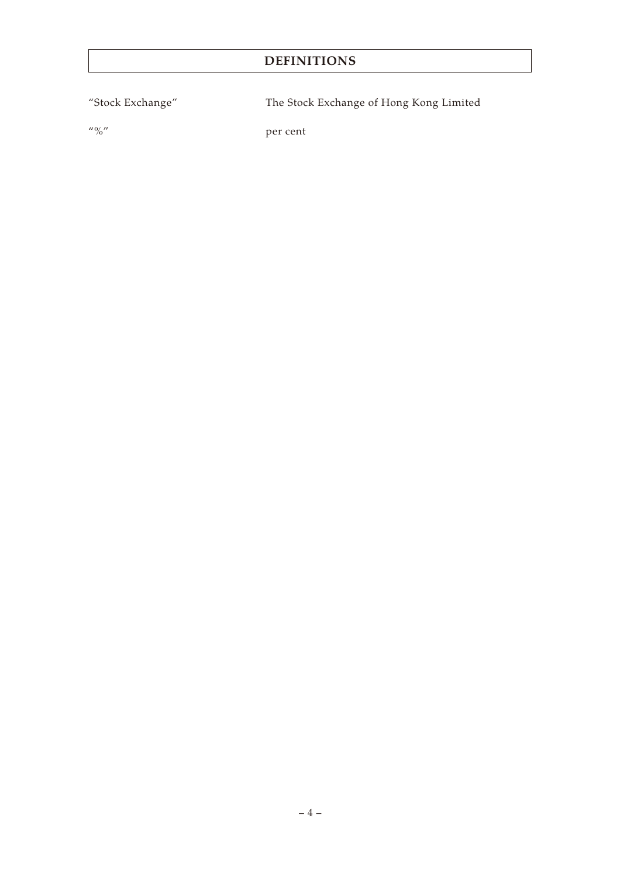# DEFINITIONS

| | |
|---|---|
| "Stock Exchange" | The Stock Exchange of Hong Kong Limited |
| "%" | per cent |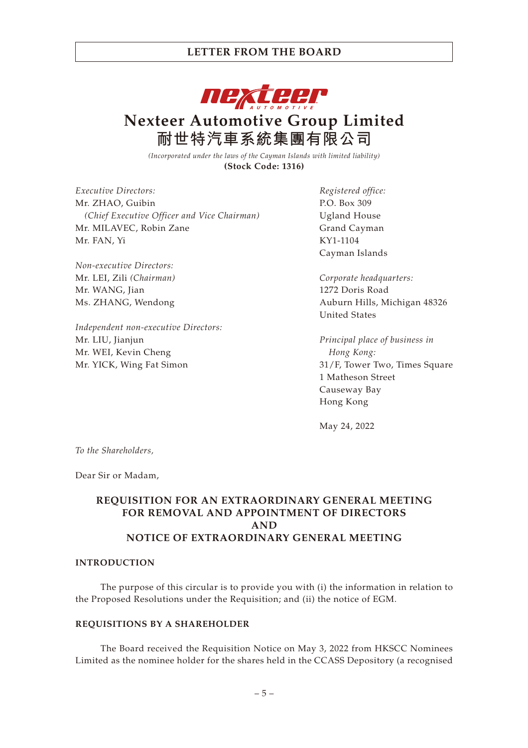# Nexteer Automotive Group Limited
# 耐世特汽車系統集團有限公司

*(Incorporated under the laws of the Cayman Islands with limited liability)*
**(Stock Code: 1316)**

*Executive Directors:*
Mr. ZHAO, Guibin
*(Chief Executive Officer and Vice Chairman)*
Mr. MILAVEC, Robin Zane
Mr. FAN, Yi

*Non-executive Directors:*
Mr. LEI, Zili *(Chairman)*
Mr. WANG, Jian
Ms. ZHANG, Wendong

*Independent non-executive Directors:*
Mr. LIU, Jianjun
Mr. WEI, Kevin Cheng
Mr. YICK, Wing Fat Simon

*Registered office:*
P.O. Box 309
Ugland House
Grand Cayman
KY1-1104
Cayman Islands

*Corporate headquarters:*
1272 Doris Road
Auburn Hills, Michigan 48326
United States

*Principal place of business in Hong Kong:*
31/F, Tower Two, Times Square
1 Matheson Street
Causeway Bay
Hong Kong

May 24, 2022

*To the Shareholders,*

Dear Sir or Madam,

## REQUISITION FOR AN EXTRAORDINARY GENERAL MEETING FOR REMOVAL AND APPOINTMENT OF DIRECTORS AND NOTICE OF EXTRAORDINARY GENERAL MEETING

### INTRODUCTION

The purpose of this circular is to provide you with (i) the information in relation to the Proposed Resolutions under the Requisition; and (ii) the notice of EGM.

### REQUISITIONS BY A SHAREHOLDER

The Board received the Requisition Notice on May 3, 2022 from HKSCC Nominees Limited as the nominee holder for the shares held in the CCASS Depository (a recognised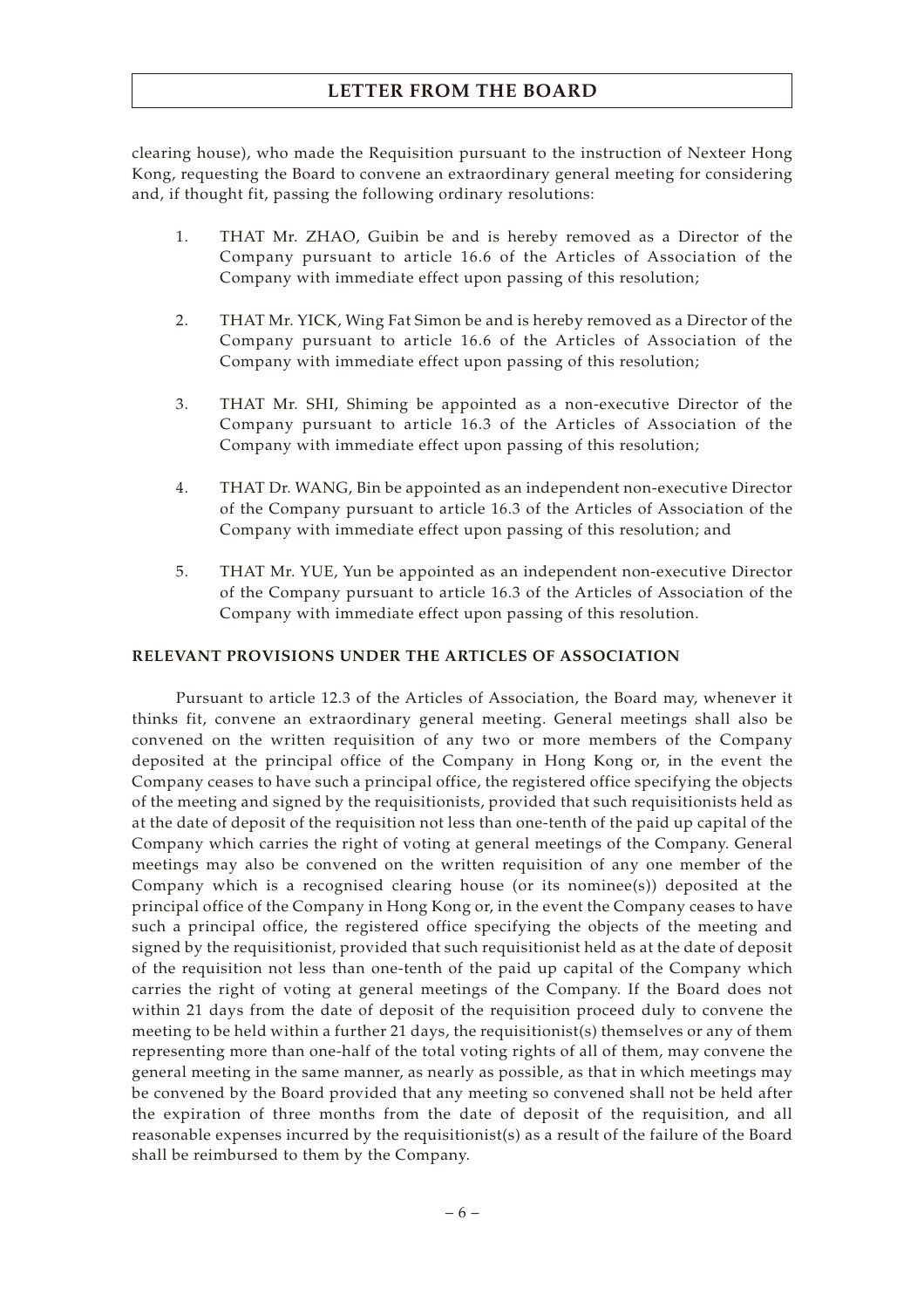clearing house), who made the Requisition pursuant to the instruction of Nexteer Hong Kong, requesting the Board to convene an extraordinary general meeting for considering and, if thought fit, passing the following ordinary resolutions:

1. THAT Mr. ZHAO, Guibin be and is hereby removed as a Director of the Company pursuant to article 16.6 of the Articles of Association of the Company with immediate effect upon passing of this resolution;

2. THAT Mr. YICK, Wing Fat Simon be and is hereby removed as a Director of the Company pursuant to article 16.6 of the Articles of Association of the Company with immediate effect upon passing of this resolution;

3. THAT Mr. SHI, Shiming be appointed as a non-executive Director of the Company pursuant to article 16.3 of the Articles of Association of the Company with immediate effect upon passing of this resolution;

4. THAT Dr. WANG, Bin be appointed as an independent non-executive Director of the Company pursuant to article 16.3 of the Articles of Association of the Company with immediate effect upon passing of this resolution; and

5. THAT Mr. YUE, Yun be appointed as an independent non-executive Director of the Company pursuant to article 16.3 of the Articles of Association of the Company with immediate effect upon passing of this resolution.

**RELEVANT PROVISIONS UNDER THE ARTICLES OF ASSOCIATION**

Pursuant to article 12.3 of the Articles of Association, the Board may, whenever it thinks fit, convene an extraordinary general meeting. General meetings shall also be convened on the written requisition of any two or more members of the Company deposited at the principal office of the Company in Hong Kong or, in the event the Company ceases to have such a principal office, the registered office specifying the objects of the meeting and signed by the requisitionists, provided that such requisitionists held as at the date of deposit of the requisition not less than one-tenth of the paid up capital of the Company which carries the right of voting at general meetings of the Company. General meetings may also be convened on the written requisition of any one member of the Company which is a recognised clearing house (or its nominee(s)) deposited at the principal office of the Company in Hong Kong or, in the event the Company ceases to have such a principal office, the registered office specifying the objects of the meeting and signed by the requisitionist, provided that such requisitionist held as at the date of deposit of the requisition not less than one-tenth of the paid up capital of the Company which carries the right of voting at general meetings of the Company. If the Board does not within 21 days from the date of deposit of the requisition proceed duly to convene the meeting to be held within a further 21 days, the requisitionist(s) themselves or any of them representing more than one-half of the total voting rights of all of them, may convene the general meeting in the same manner, as nearly as possible, as that in which meetings may be convened by the Board provided that any meeting so convened shall not be held after the expiration of three months from the date of deposit of the requisition, and all reasonable expenses incurred by the requisitionist(s) as a result of the failure of the Board shall be reimbursed to them by the Company.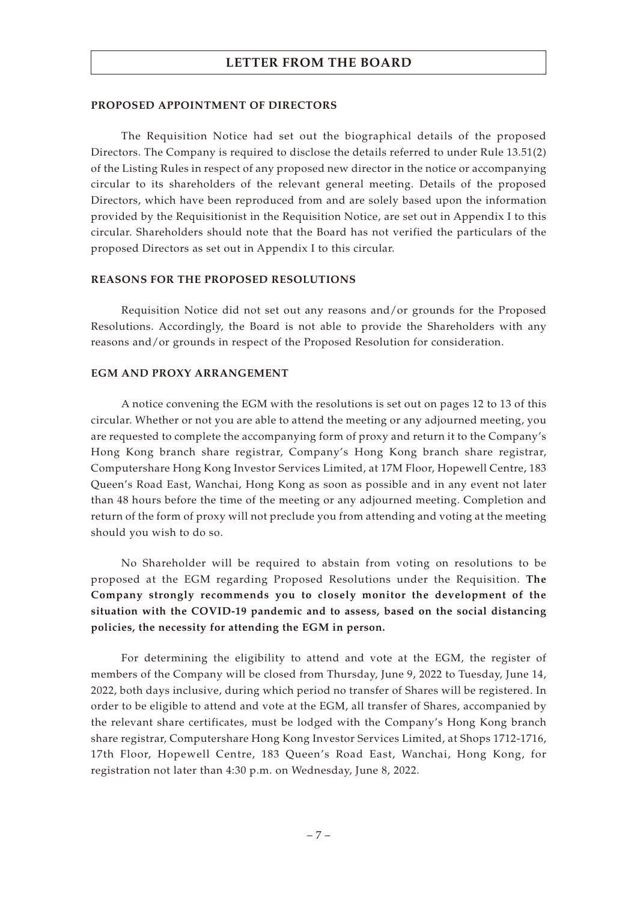## LETTER FROM THE BOARD

### PROPOSED APPOINTMENT OF DIRECTORS

The Requisition Notice had set out the biographical details of the proposed Directors. The Company is required to disclose the details referred to under Rule 13.51(2) of the Listing Rules in respect of any proposed new director in the notice or accompanying circular to its shareholders of the relevant general meeting. Details of the proposed Directors, which have been reproduced from and are solely based upon the information provided by the Requisitionist in the Requisition Notice, are set out in Appendix I to this circular. Shareholders should note that the Board has not verified the particulars of the proposed Directors as set out in Appendix I to this circular.

### REASONS FOR THE PROPOSED RESOLUTIONS

Requisition Notice did not set out any reasons and/or grounds for the Proposed Resolutions. Accordingly, the Board is not able to provide the Shareholders with any reasons and/or grounds in respect of the Proposed Resolution for consideration.

### EGM AND PROXY ARRANGEMENT

A notice convening the EGM with the resolutions is set out on pages 12 to 13 of this circular. Whether or not you are able to attend the meeting or any adjourned meeting, you are requested to complete the accompanying form of proxy and return it to the Company's Hong Kong branch share registrar, Company's Hong Kong branch share registrar, Computershare Hong Kong Investor Services Limited, at 17M Floor, Hopewell Centre, 183 Queen's Road East, Wanchai, Hong Kong as soon as possible and in any event not later than 48 hours before the time of the meeting or any adjourned meeting. Completion and return of the form of proxy will not preclude you from attending and voting at the meeting should you wish to do so.

No Shareholder will be required to abstain from voting on resolutions to be proposed at the EGM regarding Proposed Resolutions under the Requisition. **The Company strongly recommends you to closely monitor the development of the situation with the COVID-19 pandemic and to assess, based on the social distancing policies, the necessity for attending the EGM in person.**

For determining the eligibility to attend and vote at the EGM, the register of members of the Company will be closed from Thursday, June 9, 2022 to Tuesday, June 14, 2022, both days inclusive, during which period no transfer of Shares will be registered. In order to be eligible to attend and vote at the EGM, all transfer of Shares, accompanied by the relevant share certificates, must be lodged with the Company's Hong Kong branch share registrar, Computershare Hong Kong Investor Services Limited, at Shops 1712-1716, 17th Floor, Hopewell Centre, 183 Queen's Road East, Wanchai, Hong Kong, for registration not later than 4:30 p.m. on Wednesday, June 8, 2022.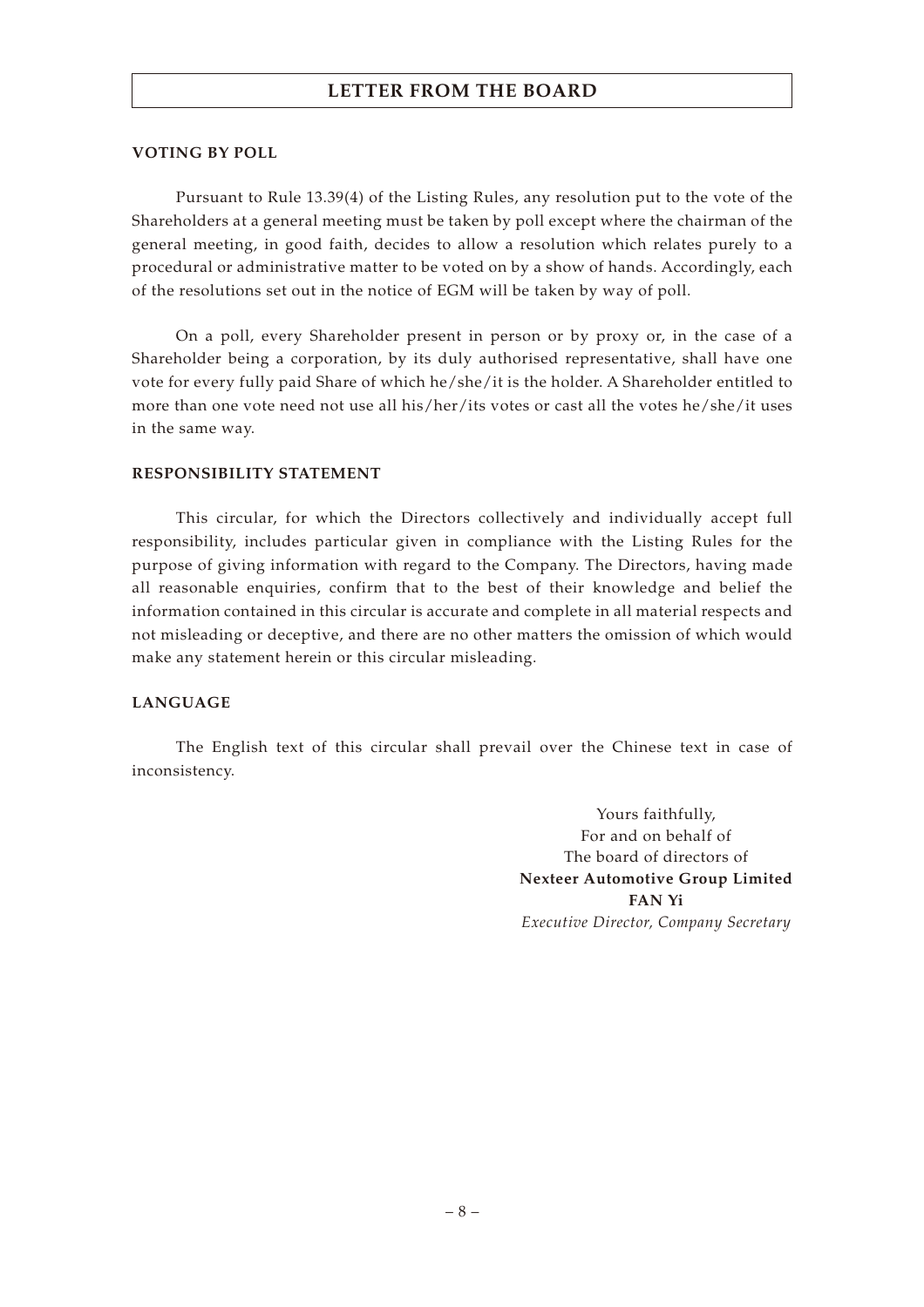# LETTER FROM THE BOARD

### VOTING BY POLL

Pursuant to Rule 13.39(4) of the Listing Rules, any resolution put to the vote of the Shareholders at a general meeting must be taken by poll except where the chairman of the general meeting, in good faith, decides to allow a resolution which relates purely to a procedural or administrative matter to be voted on by a show of hands. Accordingly, each of the resolutions set out in the notice of EGM will be taken by way of poll.

On a poll, every Shareholder present in person or by proxy or, in the case of a Shareholder being a corporation, by its duly authorised representative, shall have one vote for every fully paid Share of which he/she/it is the holder. A Shareholder entitled to more than one vote need not use all his/her/its votes or cast all the votes he/she/it uses in the same way.

### RESPONSIBILITY STATEMENT

This circular, for which the Directors collectively and individually accept full responsibility, includes particular given in compliance with the Listing Rules for the purpose of giving information with regard to the Company. The Directors, having made all reasonable enquiries, confirm that to the best of their knowledge and belief the information contained in this circular is accurate and complete in all material respects and not misleading or deceptive, and there are no other matters the omission of which would make any statement herein or this circular misleading.

### LANGUAGE

The English text of this circular shall prevail over the Chinese text in case of inconsistency.

Yours faithfully,
For and on behalf of
The board of directors of
**Nexteer Automotive Group Limited**
**FAN Yi**
*Executive Director, Company Secretary*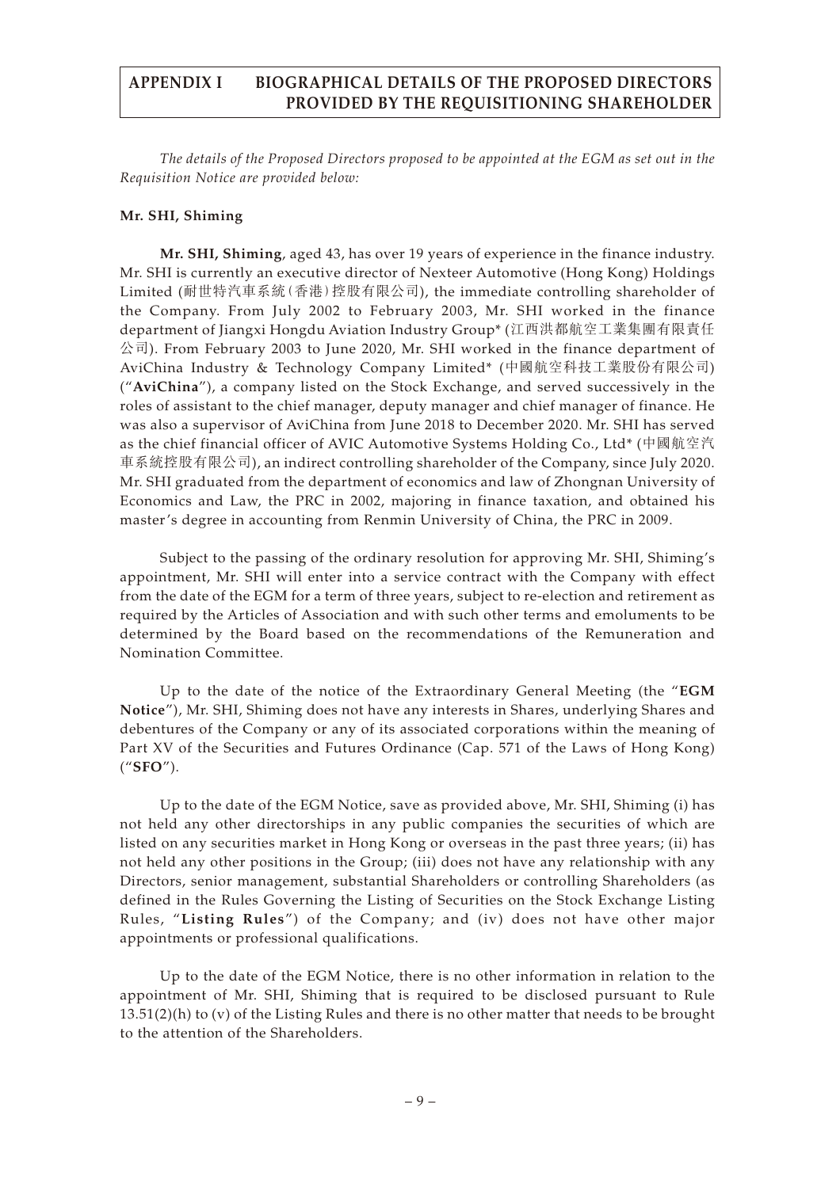# APPENDIX I BIOGRAPHICAL DETAILS OF THE PROPOSED DIRECTORS PROVIDED BY THE REQUISITIONING SHAREHOLDER

*The details of the Proposed Directors proposed to be appointed at the EGM as set out in the Requisition Notice are provided below:*

**Mr. SHI, Shiming**

**Mr. SHI, Shiming**, aged 43, has over 19 years of experience in the finance industry. Mr. SHI is currently an executive director of Nexteer Automotive (Hong Kong) Holdings Limited (耐世特汽車系統(香港)控股有限公司), the immediate controlling shareholder of the Company. From July 2002 to February 2003, Mr. SHI worked in the finance department of Jiangxi Hongdu Aviation Industry Group* (江西洪都航空工業集團有限責任公司). From February 2003 to June 2020, Mr. SHI worked in the finance department of AviChina Industry & Technology Company Limited* (中國航空科技工業股份有限公司) ("**AviChina**"), a company listed on the Stock Exchange, and served successively in the roles of assistant to the chief manager, deputy manager and chief manager of finance. He was also a supervisor of AviChina from June 2018 to December 2020. Mr. SHI has served as the chief financial officer of AVIC Automotive Systems Holding Co., Ltd* (中國航空汽車系統控股有限公司), an indirect controlling shareholder of the Company, since July 2020. Mr. SHI graduated from the department of economics and law of Zhongnan University of Economics and Law, the PRC in 2002, majoring in finance taxation, and obtained his master's degree in accounting from Renmin University of China, the PRC in 2009.

Subject to the passing of the ordinary resolution for approving Mr. SHI, Shiming's appointment, Mr. SHI will enter into a service contract with the Company with effect from the date of the EGM for a term of three years, subject to re-election and retirement as required by the Articles of Association and with such other terms and emoluments to be determined by the Board based on the recommendations of the Remuneration and Nomination Committee.

Up to the date of the notice of the Extraordinary General Meeting (the "**EGM Notice**"), Mr. SHI, Shiming does not have any interests in Shares, underlying Shares and debentures of the Company or any of its associated corporations within the meaning of Part XV of the Securities and Futures Ordinance (Cap. 571 of the Laws of Hong Kong) ("**SFO**").

Up to the date of the EGM Notice, save as provided above, Mr. SHI, Shiming (i) has not held any other directorships in any public companies the securities of which are listed on any securities market in Hong Kong or overseas in the past three years; (ii) has not held any other positions in the Group; (iii) does not have any relationship with any Directors, senior management, substantial Shareholders or controlling Shareholders (as defined in the Rules Governing the Listing of Securities on the Stock Exchange Listing Rules, "**Listing Rules**") of the Company; and (iv) does not have other major appointments or professional qualifications.

Up to the date of the EGM Notice, there is no other information in relation to the appointment of Mr. SHI, Shiming that is required to be disclosed pursuant to Rule 13.51(2)(h) to (v) of the Listing Rules and there is no other matter that needs to be brought to the attention of the Shareholders.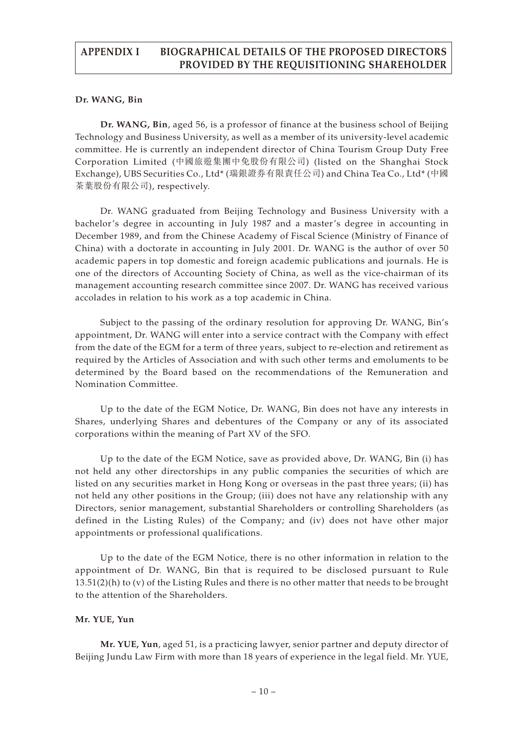## APPENDIX I BIOGRAPHICAL DETAILS OF THE PROPOSED DIRECTORS PROVIDED BY THE REQUISITIONING SHAREHOLDER

**Dr. WANG, Bin**

**Dr. WANG, Bin**, aged 56, is a professor of finance at the business school of Beijing Technology and Business University, as well as a member of its university-level academic committee. He is currently an independent director of China Tourism Group Duty Free Corporation Limited (中國旅遊集團中免股份有限公司) (listed on the Shanghai Stock Exchange), UBS Securities Co., Ltd* (瑞銀證券有限責任公司) and China Tea Co., Ltd* (中國茶葉股份有限公司), respectively.

Dr. WANG graduated from Beijing Technology and Business University with a bachelor's degree in accounting in July 1987 and a master's degree in accounting in December 1989, and from the Chinese Academy of Fiscal Science (Ministry of Finance of China) with a doctorate in accounting in July 2001. Dr. WANG is the author of over 50 academic papers in top domestic and foreign academic publications and journals. He is one of the directors of Accounting Society of China, as well as the vice-chairman of its management accounting research committee since 2007. Dr. WANG has received various accolades in relation to his work as a top academic in China.

Subject to the passing of the ordinary resolution for approving Dr. WANG, Bin's appointment, Dr. WANG will enter into a service contract with the Company with effect from the date of the EGM for a term of three years, subject to re-election and retirement as required by the Articles of Association and with such other terms and emoluments to be determined by the Board based on the recommendations of the Remuneration and Nomination Committee.

Up to the date of the EGM Notice, Dr. WANG, Bin does not have any interests in Shares, underlying Shares and debentures of the Company or any of its associated corporations within the meaning of Part XV of the SFO.

Up to the date of the EGM Notice, save as provided above, Dr. WANG, Bin (i) has not held any other directorships in any public companies the securities of which are listed on any securities market in Hong Kong or overseas in the past three years; (ii) has not held any other positions in the Group; (iii) does not have any relationship with any Directors, senior management, substantial Shareholders or controlling Shareholders (as defined in the Listing Rules) of the Company; and (iv) does not have other major appointments or professional qualifications.

Up to the date of the EGM Notice, there is no other information in relation to the appointment of Dr. WANG, Bin that is required to be disclosed pursuant to Rule 13.51(2)(h) to (v) of the Listing Rules and there is no other matter that needs to be brought to the attention of the Shareholders.

**Mr. YUE, Yun**

**Mr. YUE, Yun**, aged 51, is a practicing lawyer, senior partner and deputy director of Beijing Jundu Law Firm with more than 18 years of experience in the legal field. Mr. YUE,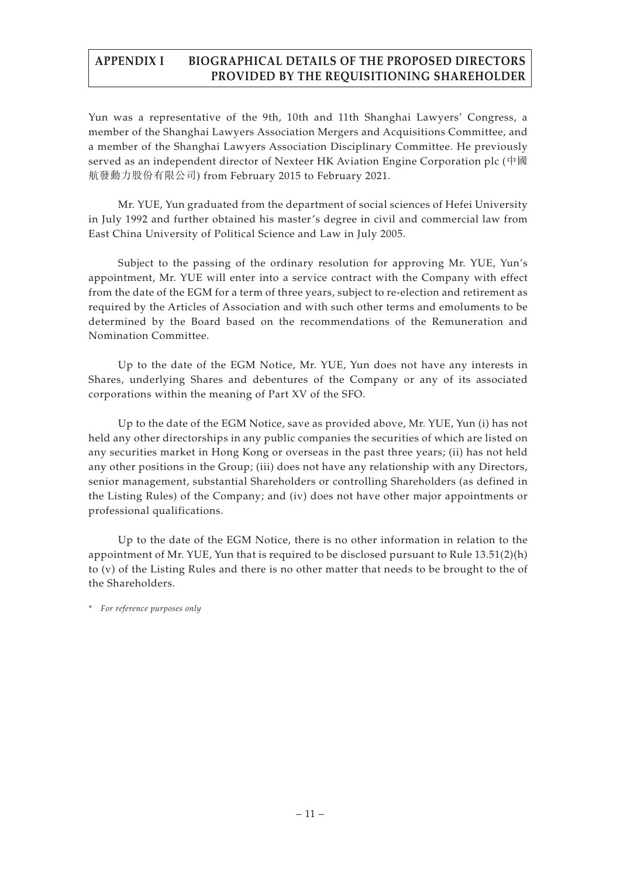Yun was a representative of the 9th, 10th and 11th Shanghai Lawyers' Congress, a member of the Shanghai Lawyers Association Mergers and Acquisitions Committee, and a member of the Shanghai Lawyers Association Disciplinary Committee. He previously served as an independent director of Nexteer HK Aviation Engine Corporation plc (中國航發動力股份有限公司) from February 2015 to February 2021.

Mr. YUE, Yun graduated from the department of social sciences of Hefei University in July 1992 and further obtained his master's degree in civil and commercial law from East China University of Political Science and Law in July 2005.

Subject to the passing of the ordinary resolution for approving Mr. YUE, Yun's appointment, Mr. YUE will enter into a service contract with the Company with effect from the date of the EGM for a term of three years, subject to re-election and retirement as required by the Articles of Association and with such other terms and emoluments to be determined by the Board based on the recommendations of the Remuneration and Nomination Committee.

Up to the date of the EGM Notice, Mr. YUE, Yun does not have any interests in Shares, underlying Shares and debentures of the Company or any of its associated corporations within the meaning of Part XV of the SFO.

Up to the date of the EGM Notice, save as provided above, Mr. YUE, Yun (i) has not held any other directorships in any public companies the securities of which are listed on any securities market in Hong Kong or overseas in the past three years; (ii) has not held any other positions in the Group; (iii) does not have any relationship with any Directors, senior management, substantial Shareholders or controlling Shareholders (as defined in the Listing Rules) of the Company; and (iv) does not have other major appointments or professional qualifications.

Up to the date of the EGM Notice, there is no other information in relation to the appointment of Mr. YUE, Yun that is required to be disclosed pursuant to Rule 13.51(2)(h) to (v) of the Listing Rules and there is no other matter that needs to be brought to the of the Shareholders.

\* *For reference purposes only*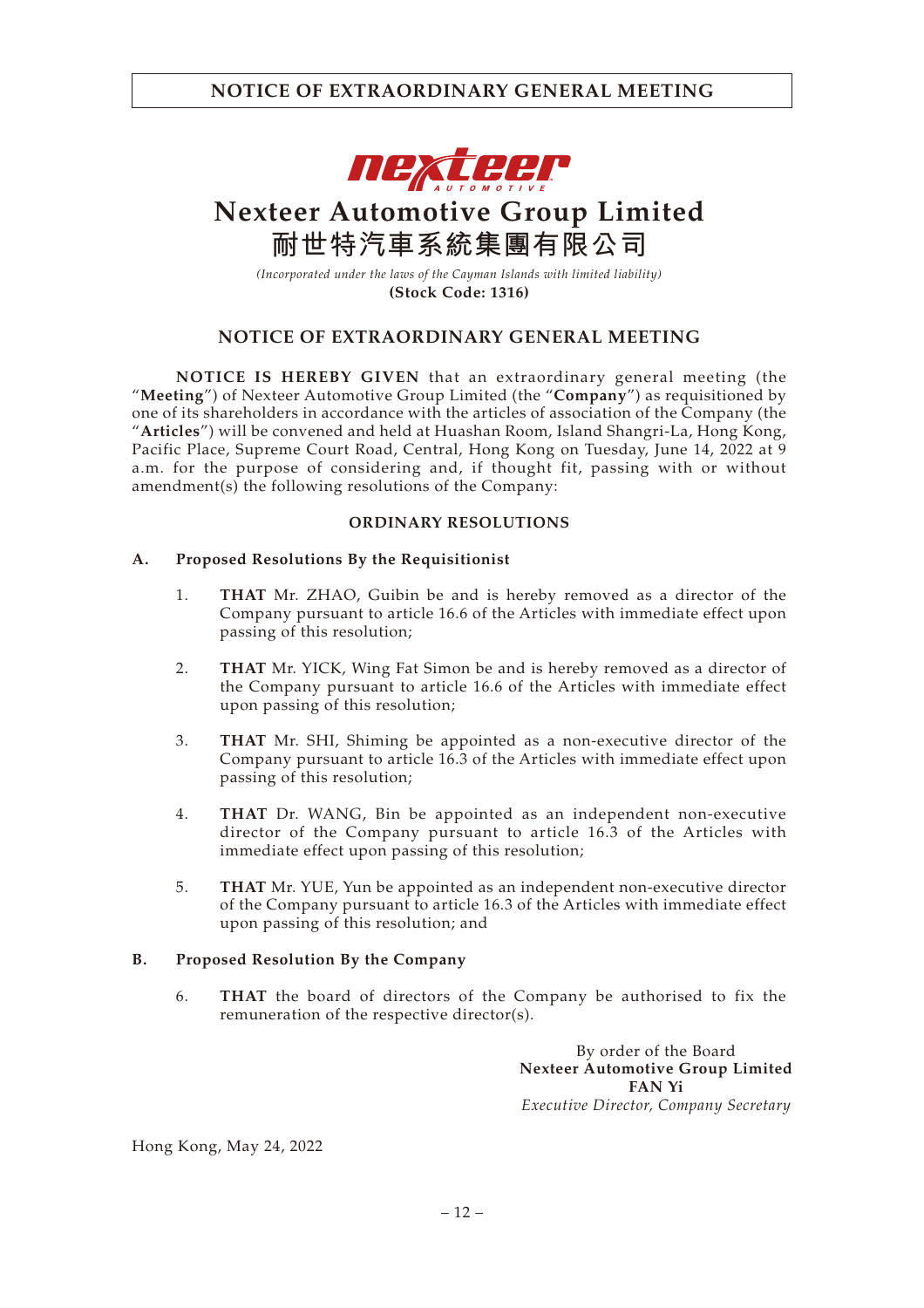# NOTICE OF EXTRAORDINARY GENERAL MEETING

# Nexteer Automotive Group Limited
# 耐世特汽車系統集團有限公司

*(Incorporated under the laws of the Cayman Islands with limited liability)*

**(Stock Code: 1316)**

## NOTICE OF EXTRAORDINARY GENERAL MEETING

**NOTICE IS HEREBY GIVEN** that an extraordinary general meeting (the "**Meeting**") of Nexteer Automotive Group Limited (the "**Company**") as requisitioned by one of its shareholders in accordance with the articles of association of the Company (the "**Articles**") will be convened and held at Huashan Room, Island Shangri-La, Hong Kong, Pacific Place, Supreme Court Road, Central, Hong Kong on Tuesday, June 14, 2022 at 9 a.m. for the purpose of considering and, if thought fit, passing with or without amendment(s) the following resolutions of the Company:

**ORDINARY RESOLUTIONS**

**A. Proposed Resolutions By the Requisitionist**

1. **THAT** Mr. ZHAO, Guibin be and is hereby removed as a director of the Company pursuant to article 16.6 of the Articles with immediate effect upon passing of this resolution;

2. **THAT** Mr. YICK, Wing Fat Simon be and is hereby removed as a director of the Company pursuant to article 16.6 of the Articles with immediate effect upon passing of this resolution;

3. **THAT** Mr. SHI, Shiming be appointed as a non-executive director of the Company pursuant to article 16.3 of the Articles with immediate effect upon passing of this resolution;

4. **THAT** Dr. WANG, Bin be appointed as an independent non-executive director of the Company pursuant to article 16.3 of the Articles with immediate effect upon passing of this resolution;

5. **THAT** Mr. YUE, Yun be appointed as an independent non-executive director of the Company pursuant to article 16.3 of the Articles with immediate effect upon passing of this resolution; and

**B. Proposed Resolution By the Company**

6. **THAT** the board of directors of the Company be authorised to fix the remuneration of the respective director(s).

By order of the Board
**Nexteer Automotive Group Limited**
**FAN Yi**
*Executive Director, Company Secretary*

Hong Kong, May 24, 2022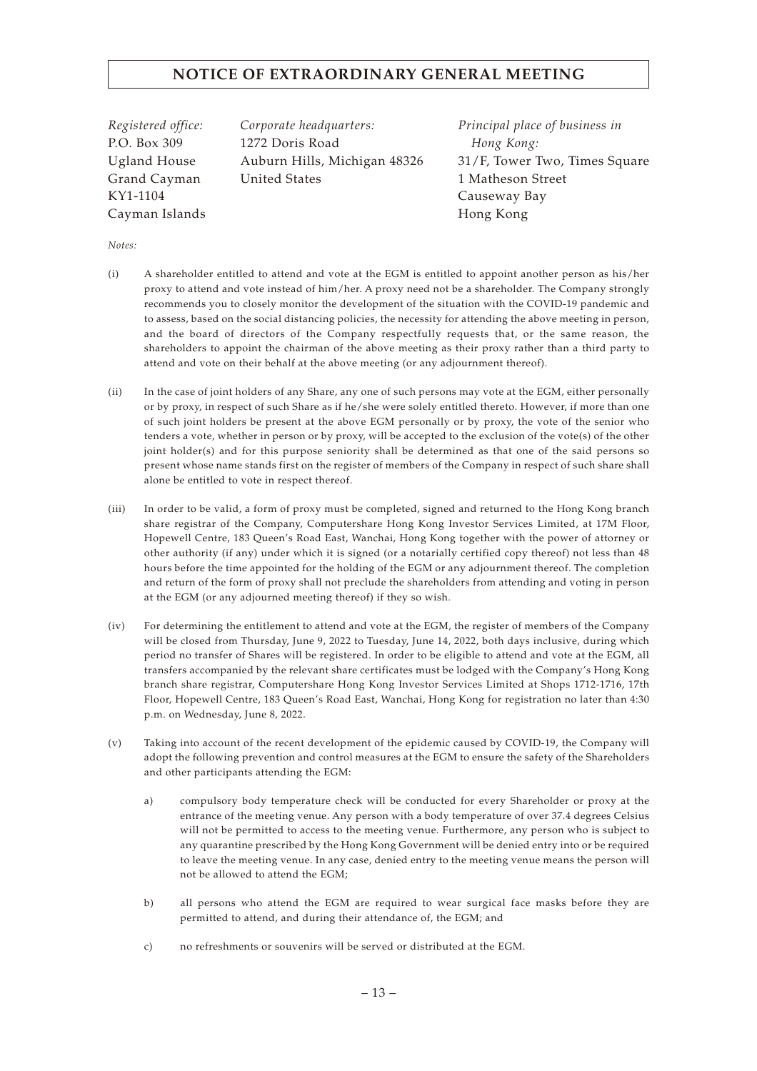# NOTICE OF EXTRAORDINARY GENERAL MEETING

*Registered office:*
P.O. Box 309
Ugland House
Grand Cayman
KY1-1104
Cayman Islands

*Corporate headquarters:*
1272 Doris Road
Auburn Hills, Michigan 48326
United States

*Principal place of business in Hong Kong:*
31/F, Tower Two, Times Square
1 Matheson Street
Causeway Bay
Hong Kong

*Notes:*

(i) A shareholder entitled to attend and vote at the EGM is entitled to appoint another person as his/her proxy to attend and vote instead of him/her. A proxy need not be a shareholder. The Company strongly recommends you to closely monitor the development of the situation with the COVID-19 pandemic and to assess, based on the social distancing policies, the necessity for attending the above meeting in person, and the board of directors of the Company respectfully requests that, or the same reason, the shareholders to appoint the chairman of the above meeting as their proxy rather than a third party to attend and vote on their behalf at the above meeting (or any adjournment thereof).

(ii) In the case of joint holders of any Share, any one of such persons may vote at the EGM, either personally or by proxy, in respect of such Share as if he/she were solely entitled thereto. However, if more than one of such joint holders be present at the above EGM personally or by proxy, the vote of the senior who tenders a vote, whether in person or by proxy, will be accepted to the exclusion of the vote(s) of the other joint holder(s) and for this purpose seniority shall be determined as that one of the said persons so present whose name stands first on the register of members of the Company in respect of such share shall alone be entitled to vote in respect thereof.

(iii) In order to be valid, a form of proxy must be completed, signed and returned to the Hong Kong branch share registrar of the Company, Computershare Hong Kong Investor Services Limited, at 17M Floor, Hopewell Centre, 183 Queen's Road East, Wanchai, Hong Kong together with the power of attorney or other authority (if any) under which it is signed (or a notarially certified copy thereof) not less than 48 hours before the time appointed for the holding of the EGM or any adjournment thereof. The completion and return of the form of proxy shall not preclude the shareholders from attending and voting in person at the EGM (or any adjourned meeting thereof) if they so wish.

(iv) For determining the entitlement to attend and vote at the EGM, the register of members of the Company will be closed from Thursday, June 9, 2022 to Tuesday, June 14, 2022, both days inclusive, during which period no transfer of Shares will be registered. In order to be eligible to attend and vote at the EGM, all transfers accompanied by the relevant share certificates must be lodged with the Company's Hong Kong branch share registrar, Computershare Hong Kong Investor Services Limited at Shops 1712-1716, 17th Floor, Hopewell Centre, 183 Queen's Road East, Wanchai, Hong Kong for registration no later than 4:30 p.m. on Wednesday, June 8, 2022.

(v) Taking into account of the recent development of the epidemic caused by COVID-19, the Company will adopt the following prevention and control measures at the EGM to ensure the safety of the Shareholders and other participants attending the EGM:

a) compulsory body temperature check will be conducted for every Shareholder or proxy at the entrance of the meeting venue. Any person with a body temperature of over 37.4 degrees Celsius will not be permitted to access to the meeting venue. Furthermore, any person who is subject to any quarantine prescribed by the Hong Kong Government will be denied entry into or be required to leave the meeting venue. In any case, denied entry to the meeting venue means the person will not be allowed to attend the EGM;

b) all persons who attend the EGM are required to wear surgical face masks before they are permitted to attend, and during their attendance of, the EGM; and

c) no refreshments or souvenirs will be served or distributed at the EGM.